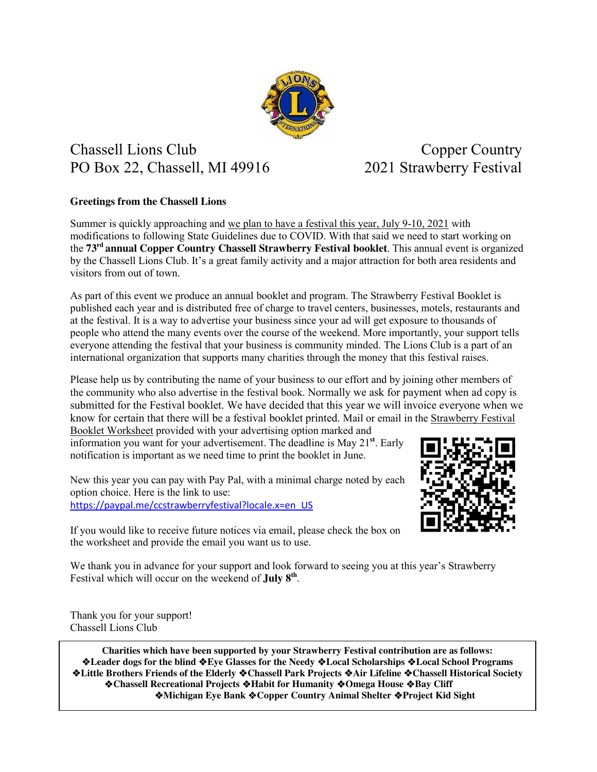Chassell Lions Club
PO Box 22, Chassell, MI 49916

Copper Country
2021 Strawberry Festival

**Greetings from the Chassell Lions**

Summer is quickly approaching and we plan to have a festival this year, July 9-10, 2021 with modifications to following State Guidelines due to COVID. With that said we need to start working on the **73rd annual Copper Country Chassell Strawberry Festival booklet**. This annual event is organized by the Chassell Lions Club. It's a great family activity and a major attraction for both area residents and visitors from out of town.

As part of this event we produce an annual booklet and program. The Strawberry Festival Booklet is published each year and is distributed free of charge to travel centers, businesses, motels, restaurants and at the festival. It is a way to advertise your business since your ad will get exposure to thousands of people who attend the many events over the course of the weekend. More importantly, your support tells everyone attending the festival that your business is community minded. The Lions Club is a part of an international organization that supports many charities through the money that this festival raises.

Please help us by contributing the name of your business to our effort and by joining other members of the community who also advertise in the festival book. Normally we ask for payment when ad copy is submitted for the Festival booklet. We have decided that this year we will invoice everyone when we know for certain that there will be a festival booklet printed. Mail or email in the Strawberry Festival Booklet Worksheet provided with your advertising option marked and information you want for your advertisement. The deadline is May 21st. Early notification is important as we need time to print the booklet in June.

New this year you can pay with Pay Pal, with a minimal charge noted by each option choice. Here is the link to use:
https://paypal.me/ccstrawberryfestival?locale.x=en_US

If you would like to receive future notices via email, please check the box on the worksheet and provide the email you want us to use.

We thank you in advance for your support and look forward to seeing you at this year's Strawberry Festival which will occur on the weekend of **July 8th**.

Thank you for your support!
Chassell Lions Club

**Charities which have been supported by your Strawberry Festival contribution are as follows:**
**❖Leader dogs for the blind ❖Eye Glasses for the Needy ❖Local Scholarships ❖Local School Programs ❖Little Brothers Friends of the Elderly ❖Chassell Park Projects ❖Air Lifeline ❖Chassell Historical Society ❖Chassell Recreational Projects ❖Habit for Humanity ❖Omega House ❖Bay Cliff ❖Michigan Eye Bank ❖Copper Country Animal Shelter ❖Project Kid Sight**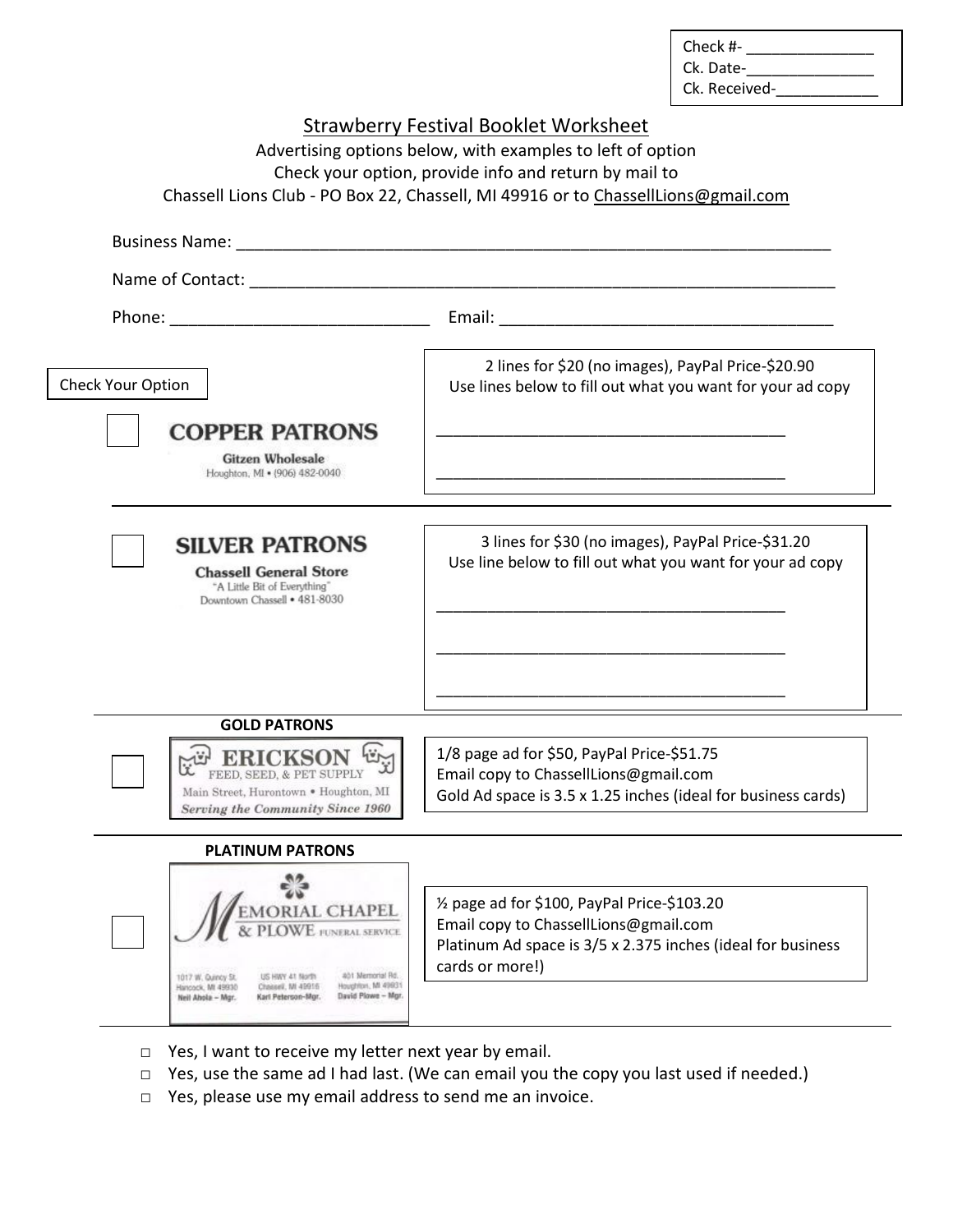Check #- _______________
Ck. Date-_______________
Ck. Received-____________

## Strawberry Festival Booklet Worksheet

Advertising options below, with examples to left of option
Check your option, provide info and return by mail to
Chassell Lions Club - PO Box 22, Chassell, MI 49916 or to ChassellLions@gmail.com

Business Name: ____________________________________________________________________

Name of Contact: ___________________________________________________________________

Phone: _____________________________ Email: _____________________________________

Check Your Option

☐ **COPPER PATRONS**
**Gitzen Wholesale**
Houghton, MI • (906) 482-0040

2 lines for $20 (no images), PayPal Price-$20.90
Use lines below to fill out what you want for your ad copy

_________________________________________

_________________________________________

---

☐ **SILVER PATRONS**
**Chassell General Store**
"A Little Bit of Everything"
Downtown Chassell • 481-8030

3 lines for $30 (no images), PayPal Price-$31.20
Use line below to fill out what you want for your ad copy

_________________________________________

_________________________________________

_________________________________________

---

**GOLD PATRONS**

☐ **ERICKSON**
FEED, SEED, & PET SUPPLY
Main Street, Hurontown • Houghton, MI
*Serving the Community Since 1960*

1/8 page ad for $50, PayPal Price-$51.75
Email copy to ChassellLions@gmail.com
Gold Ad space is 3.5 x 1.25 inches (ideal for business cards)

---

**PLATINUM PATRONS**

☐ **MEMORIAL CHAPEL & PLOWE** FUNERAL SERVICE
1017 W. Quincy St. Hancock, MI 49930 Neil Ahola – Mgr.
US HWY 41 North Chassell, MI 49916 Kari Peterson-Mgr.
401 Memorial Rd. Houghton, MI 49931 David Plowe – Mgr.

½ page ad for $100, PayPal Price-$103.20
Email copy to ChassellLions@gmail.com
Platinum Ad space is 3/5 x 2.375 inches (ideal for business cards or more!)

---

- ☐ Yes, I want to receive my letter next year by email.
- ☐ Yes, use the same ad I had last. (We can email you the copy you last used if needed.)
- ☐ Yes, please use my email address to send me an invoice.